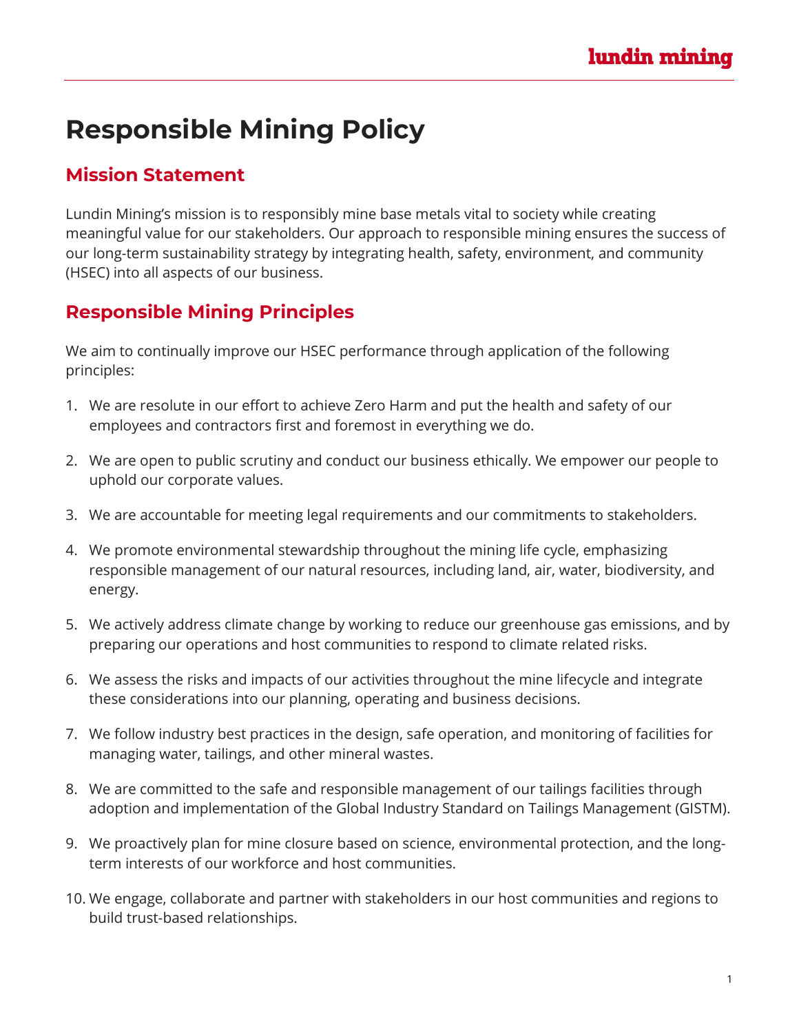# Responsible Mining Policy

## Mission Statement

Lundin Mining's mission is to responsibly mine base metals vital to society while creating meaningful value for our stakeholders. Our approach to responsible mining ensures the success of our long-term sustainability strategy by integrating health, safety, environment, and community (HSEC) into all aspects of our business.

## Responsible Mining Principles

We aim to continually improve our HSEC performance through application of the following principles:

1. We are resolute in our effort to achieve Zero Harm and put the health and safety of our employees and contractors first and foremost in everything we do.
2. We are open to public scrutiny and conduct our business ethically. We empower our people to uphold our corporate values.
3. We are accountable for meeting legal requirements and our commitments to stakeholders.
4. We promote environmental stewardship throughout the mining life cycle, emphasizing responsible management of our natural resources, including land, air, water, biodiversity, and energy.
5. We actively address climate change by working to reduce our greenhouse gas emissions, and by preparing our operations and host communities to respond to climate related risks.
6. We assess the risks and impacts of our activities throughout the mine lifecycle and integrate these considerations into our planning, operating and business decisions.
7. We follow industry best practices in the design, safe operation, and monitoring of facilities for managing water, tailings, and other mineral wastes.
8. We are committed to the safe and responsible management of our tailings facilities through adoption and implementation of the Global Industry Standard on Tailings Management (GISTM).
9. We proactively plan for mine closure based on science, environmental protection, and the long-term interests of our workforce and host communities.
10. We engage, collaborate and partner with stakeholders in our host communities and regions to build trust-based relationships.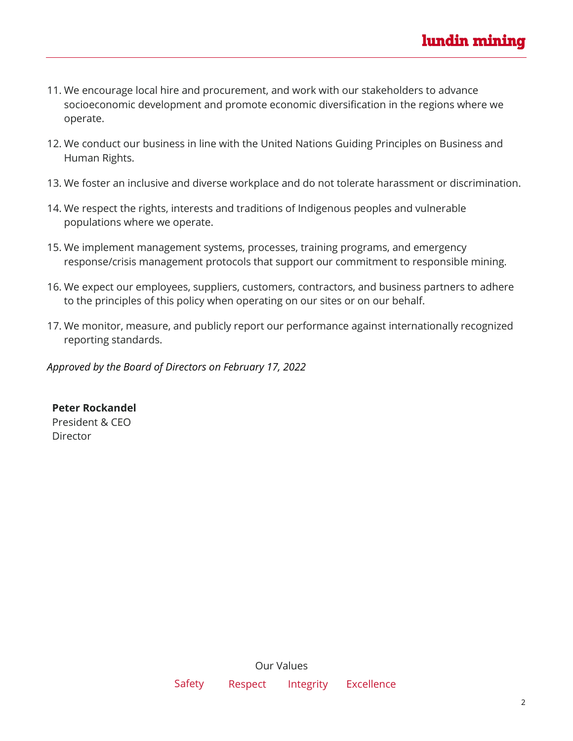11. We encourage local hire and procurement, and work with our stakeholders to advance socioeconomic development and promote economic diversification in the regions where we operate.
12. We conduct our business in line with the United Nations Guiding Principles on Business and Human Rights.
13. We foster an inclusive and diverse workplace and do not tolerate harassment or discrimination.
14. We respect the rights, interests and traditions of Indigenous peoples and vulnerable populations where we operate.
15. We implement management systems, processes, training programs, and emergency response/crisis management protocols that support our commitment to responsible mining.
16. We expect our employees, suppliers, customers, contractors, and business partners to adhere to the principles of this policy when operating on our sites or on our behalf.
17. We monitor, measure, and publicly report our performance against internationally recognized reporting standards.

*Approved by the Board of Directors on February 17, 2022*

**Peter Rockandel**
President & CEO
Director

Our Values

Safety Respect Integrity Excellence